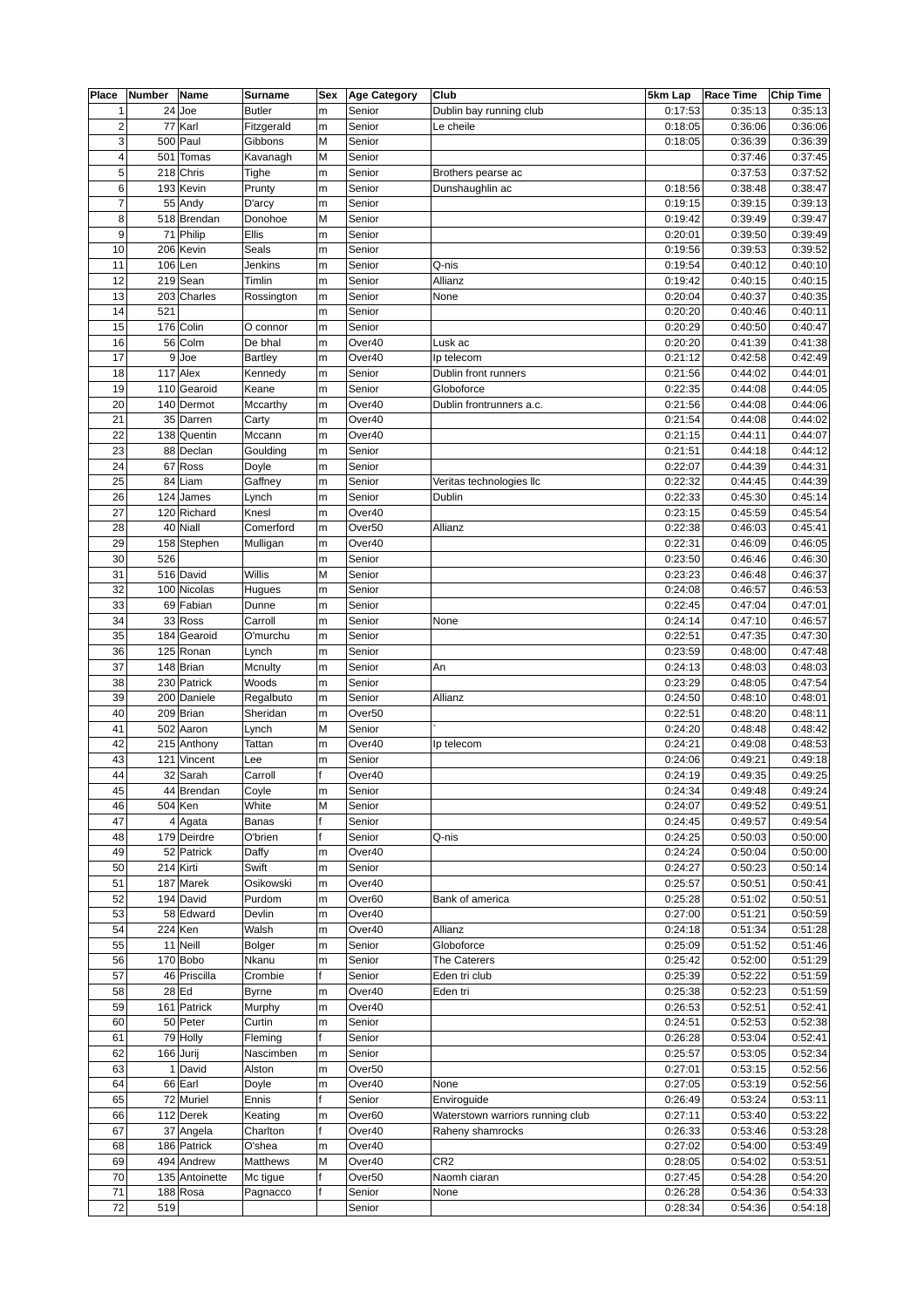| Place | Number | Name | Surname | Sex | Age Category | Club | 5km Lap | Race Time | Chip Time |
|---|---|---|---|---|---|---|---|---|---|
| 1 | 24 | Joe | Butler | m | Senior | Dublin bay running club | 0:17:53 | 0:35:13 | 0:35:13 |
| 2 | 77 | Karl | Fitzgerald | m | Senior | Le cheile | 0:18:05 | 0:36:06 | 0:36:06 |
| 3 | 500 | Paul | Gibbons | M | Senior | | 0:18:05 | 0:36:39 | 0:36:39 |
| 4 | 501 | Tomas | Kavanagh | M | Senior | | | 0:37:46 | 0:37:45 |
| 5 | 218 | Chris | Tighe | m | Senior | Brothers pearse ac | | 0:37:53 | 0:37:52 |
| 6 | 193 | Kevin | Prunty | m | Senior | Dunshaughlin ac | 0:18:56 | 0:38:48 | 0:38:47 |
| 7 | 55 | Andy | D'arcy | m | Senior | | 0:19:15 | 0:39:15 | 0:39:13 |
| 8 | 518 | Brendan | Donohoe | M | Senior | | 0:19:42 | 0:39:49 | 0:39:47 |
| 9 | 71 | Philip | Ellis | m | Senior | | 0:20:01 | 0:39:50 | 0:39:49 |
| 10 | 206 | Kevin | Seals | m | Senior | | 0:19:56 | 0:39:53 | 0:39:52 |
| 11 | 106 | Len | Jenkins | m | Senior | Q-nis | 0:19:54 | 0:40:12 | 0:40:10 |
| 12 | 219 | Sean | Timlin | m | Senior | Allianz | 0:19:42 | 0:40:15 | 0:40:15 |
| 13 | 203 | Charles | Rossington | m | Senior | None | 0:20:04 | 0:40:37 | 0:40:35 |
| 14 | 521 | | | m | Senior | | 0:20:20 | 0:40:46 | 0:40:11 |
| 15 | 176 | Colin | O connor | m | Senior | | 0:20:29 | 0:40:50 | 0:40:47 |
| 16 | 56 | Colm | De bhal | m | Over40 | Lusk ac | 0:20:20 | 0:41:39 | 0:41:38 |
| 17 | 9 | Joe | Bartley | m | Over40 | Ip telecom | 0:21:12 | 0:42:58 | 0:42:49 |
| 18 | 117 | Alex | Kennedy | m | Senior | Dublin front runners | 0:21:56 | 0:44:02 | 0:44:01 |
| 19 | 110 | Gearoid | Keane | m | Senior | Globoforce | 0:22:35 | 0:44:08 | 0:44:05 |
| 20 | 140 | Dermot | Mccarthy | m | Over40 | Dublin frontrunners a.c. | 0:21:56 | 0:44:08 | 0:44:06 |
| 21 | 35 | Darren | Carty | m | Over40 | | 0:21:54 | 0:44:08 | 0:44:02 |
| 22 | 138 | Quentin | Mccann | m | Over40 | | 0:21:15 | 0:44:11 | 0:44:07 |
| 23 | 88 | Declan | Goulding | m | Senior | | 0:21:51 | 0:44:18 | 0:44:12 |
| 24 | 67 | Ross | Doyle | m | Senior | | 0:22:07 | 0:44:39 | 0:44:31 |
| 25 | 84 | Liam | Gaffney | m | Senior | Veritas technologies llc | 0:22:32 | 0:44:45 | 0:44:39 |
| 26 | 124 | James | Lynch | m | Senior | Dublin | 0:22:33 | 0:45:30 | 0:45:14 |
| 27 | 120 | Richard | Knesl | m | Over40 | | 0:23:15 | 0:45:59 | 0:45:54 |
| 28 | 40 | Niall | Comerford | m | Over50 | Allianz | 0:22:38 | 0:46:03 | 0:45:41 |
| 29 | 158 | Stephen | Mulligan | m | Over40 | | 0:22:31 | 0:46:09 | 0:46:05 |
| 30 | 526 | | | m | Senior | | 0:23:50 | 0:46:46 | 0:46:30 |
| 31 | 516 | David | Willis | M | Senior | | 0:23:23 | 0:46:48 | 0:46:37 |
| 32 | 100 | Nicolas | Hugues | m | Senior | | 0:24:08 | 0:46:57 | 0:46:53 |
| 33 | 69 | Fabian | Dunne | m | Senior | | 0:22:45 | 0:47:04 | 0:47:01 |
| 34 | 33 | Ross | Carroll | m | Senior | None | 0:24:14 | 0:47:10 | 0:46:57 |
| 35 | 184 | Gearoid | O'murchu | m | Senior | | 0:22:51 | 0:47:35 | 0:47:30 |
| 36 | 125 | Ronan | Lynch | m | Senior | | 0:23:59 | 0:48:00 | 0:47:48 |
| 37 | 148 | Brian | Mcnulty | m | Senior | An | 0:24:13 | 0:48:03 | 0:48:03 |
| 38 | 230 | Patrick | Woods | m | Senior | | 0:23:29 | 0:48:05 | 0:47:54 |
| 39 | 200 | Daniele | Regalbuto | m | Senior | Allianz | 0:24:50 | 0:48:10 | 0:48:01 |
| 40 | 209 | Brian | Sheridan | m | Over50 | | 0:22:51 | 0:48:20 | 0:48:11 |
| 41 | 502 | Aaron | Lynch | M | Senior | ` | 0:24:20 | 0:48:48 | 0:48:42 |
| 42 | 215 | Anthony | Tattan | m | Over40 | Ip telecom | 0:24:21 | 0:49:08 | 0:48:53 |
| 43 | 121 | Vincent | Lee | m | Senior | | 0:24:06 | 0:49:21 | 0:49:18 |
| 44 | 32 | Sarah | Carroll | f | Over40 | | 0:24:19 | 0:49:35 | 0:49:25 |
| 45 | 44 | Brendan | Coyle | m | Senior | | 0:24:34 | 0:49:48 | 0:49:24 |
| 46 | 504 | Ken | White | M | Senior | | 0:24:07 | 0:49:52 | 0:49:51 |
| 47 | 4 | Agata | Banas | f | Senior | | 0:24:45 | 0:49:57 | 0:49:54 |
| 48 | 179 | Deirdre | O'brien | f | Senior | Q-nis | 0:24:25 | 0:50:03 | 0:50:00 |
| 49 | 52 | Patrick | Daffy | m | Over40 | | 0:24:24 | 0:50:04 | 0:50:00 |
| 50 | 214 | Kirti | Swift | m | Senior | | 0:24:27 | 0:50:23 | 0:50:14 |
| 51 | 187 | Marek | Osikowski | m | Over40 | | 0:25:57 | 0:50:51 | 0:50:41 |
| 52 | 194 | David | Purdom | m | Over60 | Bank of america | 0:25:28 | 0:51:02 | 0:50:51 |
| 53 | 58 | Edward | Devlin | m | Over40 | | 0:27:00 | 0:51:21 | 0:50:59 |
| 54 | 224 | Ken | Walsh | m | Over40 | Allianz | 0:24:18 | 0:51:34 | 0:51:28 |
| 55 | 11 | Neill | Bolger | m | Senior | Globoforce | 0:25:09 | 0:51:52 | 0:51:46 |
| 56 | 170 | Bobo | Nkanu | m | Senior | The Caterers | 0:25:42 | 0:52:00 | 0:51:29 |
| 57 | 46 | Priscilla | Crombie | f | Senior | Eden tri club | 0:25:39 | 0:52:22 | 0:51:59 |
| 58 | 28 | Ed | Byrne | m | Over40 | Eden tri | 0:25:38 | 0:52:23 | 0:51:59 |
| 59 | 161 | Patrick | Murphy | m | Over40 | | 0:26:53 | 0:52:51 | 0:52:41 |
| 60 | 50 | Peter | Curtin | m | Senior | | 0:24:51 | 0:52:53 | 0:52:38 |
| 61 | 79 | Holly | Fleming | f | Senior | | 0:26:28 | 0:53:04 | 0:52:41 |
| 62 | 166 | Jurij | Nascimben | m | Senior | | 0:25:57 | 0:53:05 | 0:52:34 |
| 63 | 1 | David | Alston | m | Over50 | | 0:27:01 | 0:53:15 | 0:52:56 |
| 64 | 66 | Earl | Doyle | m | Over40 | None | 0:27:05 | 0:53:19 | 0:52:56 |
| 65 | 72 | Muriel | Ennis | f | Senior | Enviroguide | 0:26:49 | 0:53:24 | 0:53:11 |
| 66 | 112 | Derek | Keating | m | Over60 | Waterstown warriors running club | 0:27:11 | 0:53:40 | 0:53:22 |
| 67 | 37 | Angela | Charlton | f | Over40 | Raheny shamrocks | 0:26:33 | 0:53:46 | 0:53:28 |
| 68 | 186 | Patrick | O'shea | m | Over40 | | 0:27:02 | 0:54:00 | 0:53:49 |
| 69 | 494 | Andrew | Matthews | M | Over40 | CR2 | 0:28:05 | 0:54:02 | 0:53:51 |
| 70 | 135 | Antoinette | Mc tigue | f | Over50 | Naomh ciaran | 0:27:45 | 0:54:28 | 0:54:20 |
| 71 | 188 | Rosa | Pagnacco | f | Senior | None | 0:26:28 | 0:54:36 | 0:54:33 |
| 72 | 519 | | | | Senior | | 0:28:34 | 0:54:36 | 0:54:18 |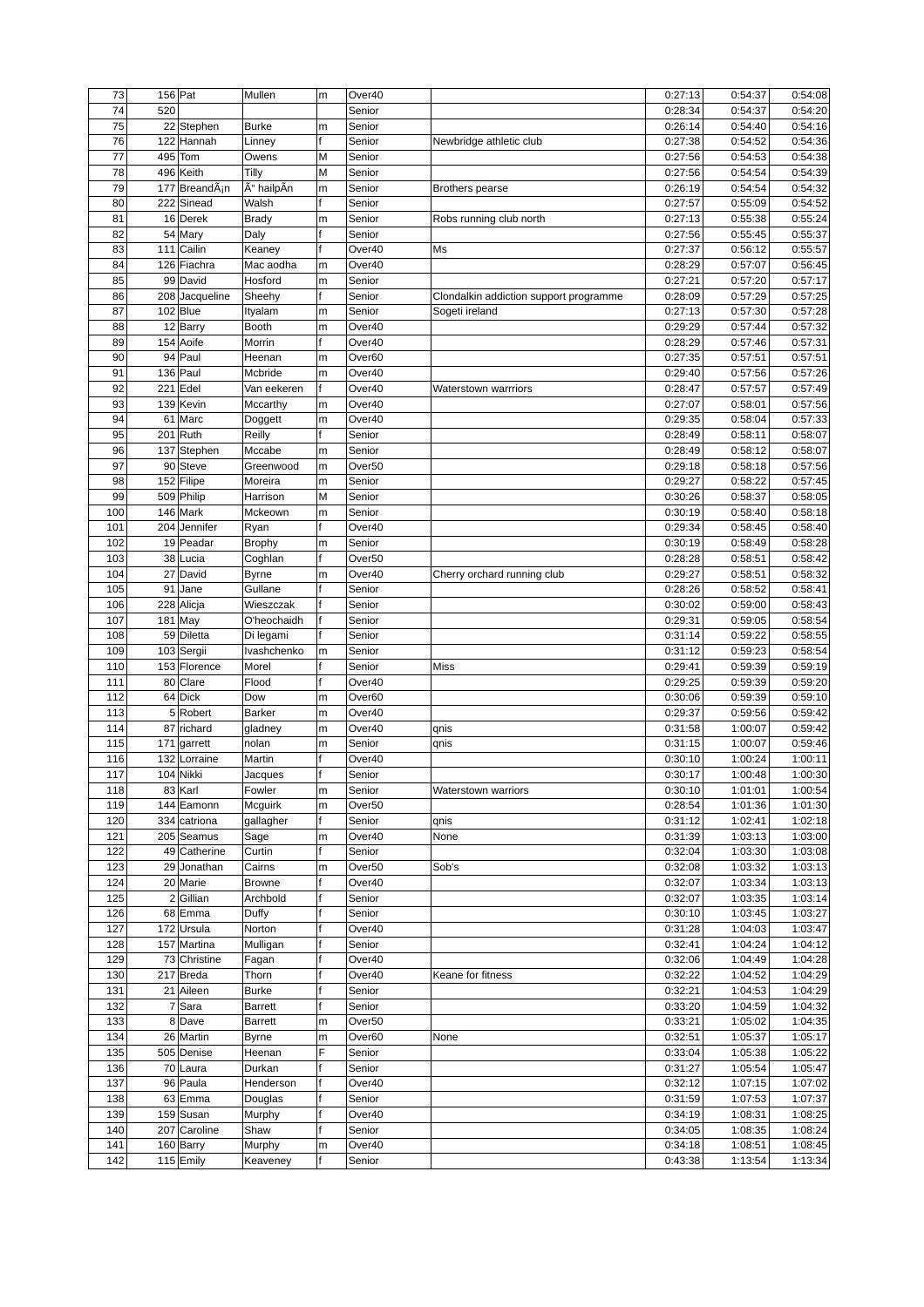| | | | | | | | | | |
|---|---|---|---|---|---|---|---|---|---|
| 73 | 156 | Pat | Mullen | m | Over40 | | 0:27:13 | 0:54:37 | 0:54:08 |
| 74 | 520 | | | | Senior | | 0:28:34 | 0:54:37 | 0:54:20 |
| 75 | 22 | Stephen | Burke | m | Senior | | 0:26:14 | 0:54:40 | 0:54:16 |
| 76 | 122 | Hannah | Linney | f | Senior | Newbridge athletic club | 0:27:38 | 0:54:52 | 0:54:36 |
| 77 | 495 | Tom | Owens | M | Senior | | 0:27:56 | 0:54:53 | 0:54:38 |
| 78 | 496 | Keith | Tilly | M | Senior | | 0:27:56 | 0:54:54 | 0:54:39 |
| 79 | 177 | BreandÃ¡n | Ã" hailpÃn | m | Senior | Brothers pearse | 0:26:19 | 0:54:54 | 0:54:32 |
| 80 | 222 | Sinead | Walsh | f | Senior | | 0:27:57 | 0:55:09 | 0:54:52 |
| 81 | 16 | Derek | Brady | m | Senior | Robs running club north | 0:27:13 | 0:55:38 | 0:55:24 |
| 82 | 54 | Mary | Daly | f | Senior | | 0:27:56 | 0:55:45 | 0:55:37 |
| 83 | 111 | Cailin | Keaney | f | Over40 | Ms | 0:27:37 | 0:56:12 | 0:55:57 |
| 84 | 126 | Fiachra | Mac aodha | m | Over40 | | 0:28:29 | 0:57:07 | 0:56:45 |
| 85 | 99 | David | Hosford | m | Senior | | 0:27:21 | 0:57:20 | 0:57:17 |
| 86 | 208 | Jacqueline | Sheehy | f | Senior | Clondalkin addiction support programme | 0:28:09 | 0:57:29 | 0:57:25 |
| 87 | 102 | Blue | Ityalam | m | Senior | Sogeti ireland | 0:27:13 | 0:57:30 | 0:57:28 |
| 88 | 12 | Barry | Booth | m | Over40 | | 0:29:29 | 0:57:44 | 0:57:32 |
| 89 | 154 | Aoife | Morrin | f | Over40 | | 0:28:29 | 0:57:46 | 0:57:31 |
| 90 | 94 | Paul | Heenan | m | Over60 | | 0:27:35 | 0:57:51 | 0:57:51 |
| 91 | 136 | Paul | Mcbride | m | Over40 | | 0:29:40 | 0:57:56 | 0:57:26 |
| 92 | 221 | Edel | Van eekeren | f | Over40 | Waterstown warrriors | 0:28:47 | 0:57:57 | 0:57:49 |
| 93 | 139 | Kevin | Mccarthy | m | Over40 | | 0:27:07 | 0:58:01 | 0:57:56 |
| 94 | 61 | Marc | Doggett | m | Over40 | | 0:29:35 | 0:58:04 | 0:57:33 |
| 95 | 201 | Ruth | Reilly | f | Senior | | 0:28:49 | 0:58:11 | 0:58:07 |
| 96 | 137 | Stephen | Mccabe | m | Senior | | 0:28:49 | 0:58:12 | 0:58:07 |
| 97 | 90 | Steve | Greenwood | m | Over50 | | 0:29:18 | 0:58:18 | 0:57:56 |
| 98 | 152 | Filipe | Moreira | m | Senior | | 0:29:27 | 0:58:22 | 0:57:45 |
| 99 | 509 | Philip | Harrison | M | Senior | | 0:30:26 | 0:58:37 | 0:58:05 |
| 100 | 146 | Mark | Mckeown | m | Senior | | 0:30:19 | 0:58:40 | 0:58:18 |
| 101 | 204 | Jennifer | Ryan | f | Over40 | | 0:29:34 | 0:58:45 | 0:58:40 |
| 102 | 19 | Peadar | Brophy | m | Senior | | 0:30:19 | 0:58:49 | 0:58:28 |
| 103 | 38 | Lucia | Coghlan | f | Over50 | | 0:28:28 | 0:58:51 | 0:58:42 |
| 104 | 27 | David | Byrne | m | Over40 | Cherry orchard running club | 0:29:27 | 0:58:51 | 0:58:32 |
| 105 | 91 | Jane | Gullane | f | Senior | | 0:28:26 | 0:58:52 | 0:58:41 |
| 106 | 228 | Alicja | Wieszczak | f | Senior | | 0:30:02 | 0:59:00 | 0:58:43 |
| 107 | 181 | May | O'heochaidh | f | Senior | | 0:29:31 | 0:59:05 | 0:58:54 |
| 108 | 59 | Diletta | Di legami | f | Senior | | 0:31:14 | 0:59:22 | 0:58:55 |
| 109 | 103 | Sergii | Ivashchenko | m | Senior | | 0:31:12 | 0:59:23 | 0:58:54 |
| 110 | 153 | Florence | Morel | f | Senior | Miss | 0:29:41 | 0:59:39 | 0:59:19 |
| 111 | 80 | Clare | Flood | f | Over40 | | 0:29:25 | 0:59:39 | 0:59:20 |
| 112 | 64 | Dick | Dow | m | Over60 | | 0:30:06 | 0:59:39 | 0:59:10 |
| 113 | 5 | Robert | Barker | m | Over40 | | 0:29:37 | 0:59:56 | 0:59:42 |
| 114 | 87 | richard | gladney | m | Over40 | qnis | 0:31:58 | 1:00:07 | 0:59:42 |
| 115 | 171 | garrett | nolan | m | Senior | qnis | 0:31:15 | 1:00:07 | 0:59:46 |
| 116 | 132 | Lorraine | Martin | f | Over40 | | 0:30:10 | 1:00:24 | 1:00:11 |
| 117 | 104 | Nikki | Jacques | f | Senior | | 0:30:17 | 1:00:48 | 1:00:30 |
| 118 | 83 | Karl | Fowler | m | Senior | Waterstown warriors | 0:30:10 | 1:01:01 | 1:00:54 |
| 119 | 144 | Eamonn | Mcguirk | m | Over50 | | 0:28:54 | 1:01:36 | 1:01:30 |
| 120 | 334 | catriona | gallagher | f | Senior | qnis | 0:31:12 | 1:02:41 | 1:02:18 |
| 121 | 205 | Seamus | Sage | m | Over40 | None | 0:31:39 | 1:03:13 | 1:03:00 |
| 122 | 49 | Catherine | Curtin | f | Senior | | 0:32:04 | 1:03:30 | 1:03:08 |
| 123 | 29 | Jonathan | Cairns | m | Over50 | Sob's | 0:32:08 | 1:03:32 | 1:03:13 |
| 124 | 20 | Marie | Browne | f | Over40 | | 0:32:07 | 1:03:34 | 1:03:13 |
| 125 | 2 | Gillian | Archbold | f | Senior | | 0:32:07 | 1:03:35 | 1:03:14 |
| 126 | 68 | Emma | Duffy | f | Senior | | 0:30:10 | 1:03:45 | 1:03:27 |
| 127 | 172 | Ursula | Norton | f | Over40 | | 0:31:28 | 1:04:03 | 1:03:47 |
| 128 | 157 | Martina | Mulligan | f | Senior | | 0:32:41 | 1:04:24 | 1:04:12 |
| 129 | 73 | Christine | Fagan | f | Over40 | | 0:32:06 | 1:04:49 | 1:04:28 |
| 130 | 217 | Breda | Thorn | f | Over40 | Keane for fitness | 0:32:22 | 1:04:52 | 1:04:29 |
| 131 | 21 | Aileen | Burke | f | Senior | | 0:32:21 | 1:04:53 | 1:04:29 |
| 132 | 7 | Sara | Barrett | f | Senior | | 0:33:20 | 1:04:59 | 1:04:32 |
| 133 | 8 | Dave | Barrett | m | Over50 | | 0:33:21 | 1:05:02 | 1:04:35 |
| 134 | 26 | Martin | Byrne | m | Over60 | None | 0:32:51 | 1:05:37 | 1:05:17 |
| 135 | 505 | Denise | Heenan | F | Senior | | 0:33:04 | 1:05:38 | 1:05:22 |
| 136 | 70 | Laura | Durkan | f | Senior | | 0:31:27 | 1:05:54 | 1:05:47 |
| 137 | 96 | Paula | Henderson | f | Over40 | | 0:32:12 | 1:07:15 | 1:07:02 |
| 138 | 63 | Emma | Douglas | f | Senior | | 0:31:59 | 1:07:53 | 1:07:37 |
| 139 | 159 | Susan | Murphy | f | Over40 | | 0:34:19 | 1:08:31 | 1:08:25 |
| 140 | 207 | Caroline | Shaw | f | Senior | | 0:34:05 | 1:08:35 | 1:08:24 |
| 141 | 160 | Barry | Murphy | m | Over40 | | 0:34:18 | 1:08:51 | 1:08:45 |
| 142 | 115 | Emily | Keaveney | f | Senior | | 0:43:38 | 1:13:54 | 1:13:34 |